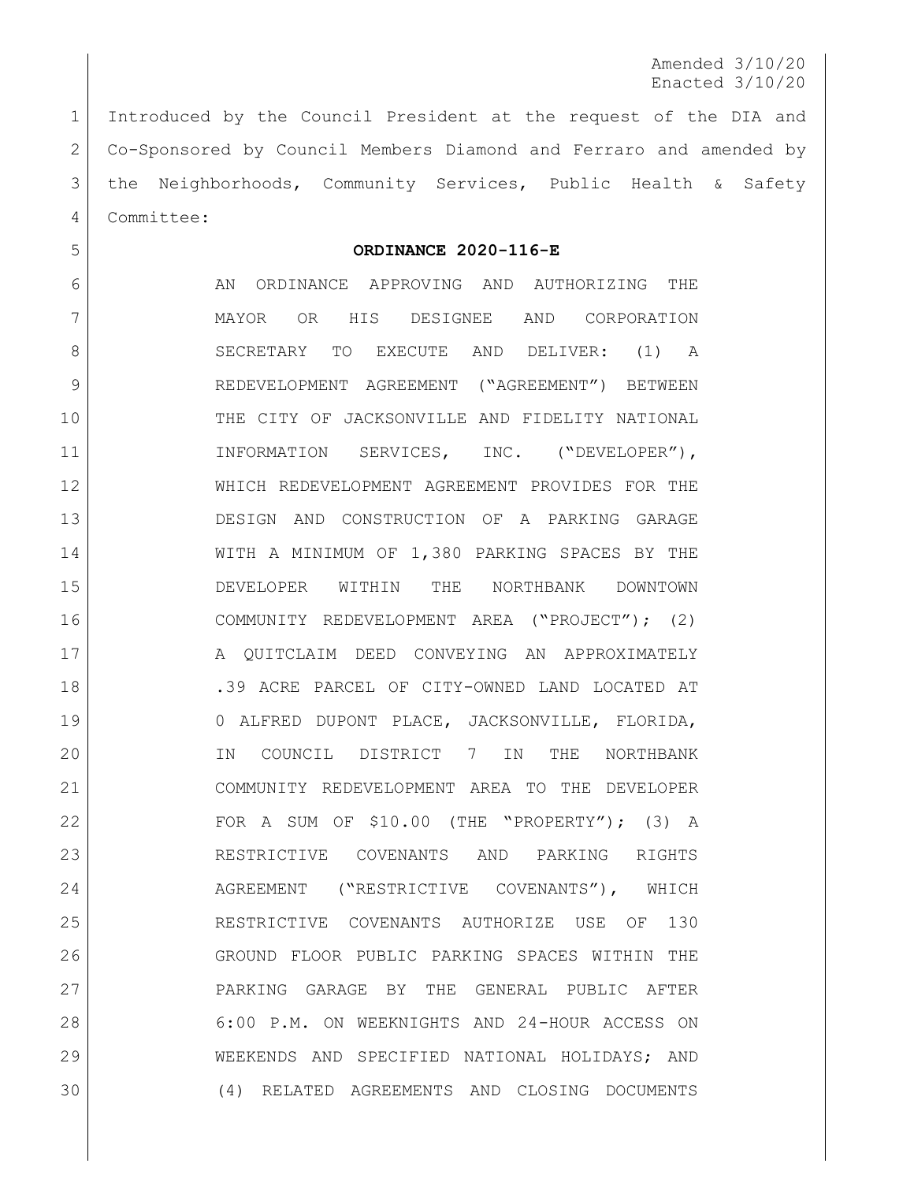Amended 3/10/20
Enacted 3/10/20

Introduced by the Council President at the request of the DIA and Co-Sponsored by Council Members Diamond and Ferraro and amended by the Neighborhoods, Community Services, Public Health & Safety Committee:

**ORDINANCE 2020-116-E**

AN ORDINANCE APPROVING AND AUTHORIZING THE MAYOR OR HIS DESIGNEE AND CORPORATION SECRETARY TO EXECUTE AND DELIVER: (1) A REDEVELOPMENT AGREEMENT ("AGREEMENT") BETWEEN THE CITY OF JACKSONVILLE AND FIDELITY NATIONAL INFORMATION SERVICES, INC. ("DEVELOPER"), WHICH REDEVELOPMENT AGREEMENT PROVIDES FOR THE DESIGN AND CONSTRUCTION OF A PARKING GARAGE WITH A MINIMUM OF 1,380 PARKING SPACES BY THE DEVELOPER WITHIN THE NORTHBANK DOWNTOWN COMMUNITY REDEVELOPMENT AREA ("PROJECT"); (2) A QUITCLAIM DEED CONVEYING AN APPROXIMATELY .39 ACRE PARCEL OF CITY-OWNED LAND LOCATED AT 0 ALFRED DUPONT PLACE, JACKSONVILLE, FLORIDA, IN COUNCIL DISTRICT 7 IN THE NORTHBANK COMMUNITY REDEVELOPMENT AREA TO THE DEVELOPER FOR A SUM OF $10.00 (THE "PROPERTY"); (3) A RESTRICTIVE COVENANTS AND PARKING RIGHTS AGREEMENT ("RESTRICTIVE COVENANTS"), WHICH RESTRICTIVE COVENANTS AUTHORIZE USE OF 130 GROUND FLOOR PUBLIC PARKING SPACES WITHIN THE PARKING GARAGE BY THE GENERAL PUBLIC AFTER 6:00 P.M. ON WEEKNIGHTS AND 24-HOUR ACCESS ON WEEKENDS AND SPECIFIED NATIONAL HOLIDAYS; AND (4) RELATED AGREEMENTS AND CLOSING DOCUMENTS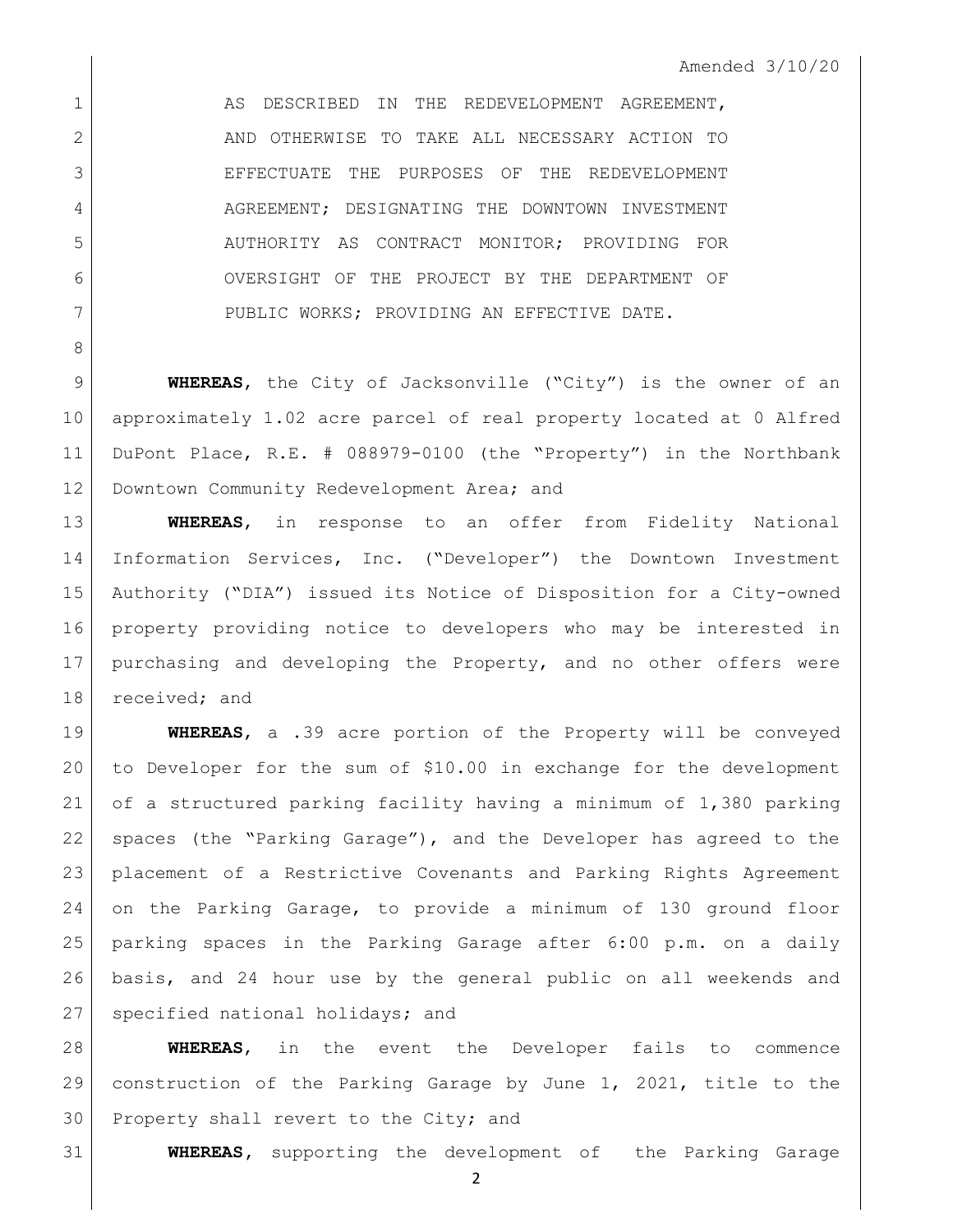Amended 3/10/20

AS DESCRIBED IN THE REDEVELOPMENT AGREEMENT, AND OTHERWISE TO TAKE ALL NECESSARY ACTION TO EFFECTUATE THE PURPOSES OF THE REDEVELOPMENT AGREEMENT; DESIGNATING THE DOWNTOWN INVESTMENT AUTHORITY AS CONTRACT MONITOR; PROVIDING FOR OVERSIGHT OF THE PROJECT BY THE DEPARTMENT OF PUBLIC WORKS; PROVIDING AN EFFECTIVE DATE.

**WHEREAS**, the City of Jacksonville ("City") is the owner of an approximately 1.02 acre parcel of real property located at 0 Alfred DuPont Place, R.E. # 088979-0100 (the "Property") in the Northbank Downtown Community Redevelopment Area; and

**WHEREAS**, in response to an offer from Fidelity National Information Services, Inc. ("Developer") the Downtown Investment Authority ("DIA") issued its Notice of Disposition for a City-owned property providing notice to developers who may be interested in purchasing and developing the Property, and no other offers were received; and

**WHEREAS**, a .39 acre portion of the Property will be conveyed to Developer for the sum of $10.00 in exchange for the development of a structured parking facility having a minimum of 1,380 parking spaces (the "Parking Garage"), and the Developer has agreed to the placement of a Restrictive Covenants and Parking Rights Agreement on the Parking Garage, to provide a minimum of 130 ground floor parking spaces in the Parking Garage after 6:00 p.m. on a daily basis, and 24 hour use by the general public on all weekends and specified national holidays; and

**WHEREAS**, in the event the Developer fails to commence construction of the Parking Garage by June 1, 2021, title to the Property shall revert to the City; and

**WHEREAS**, supporting the development of the Parking Garage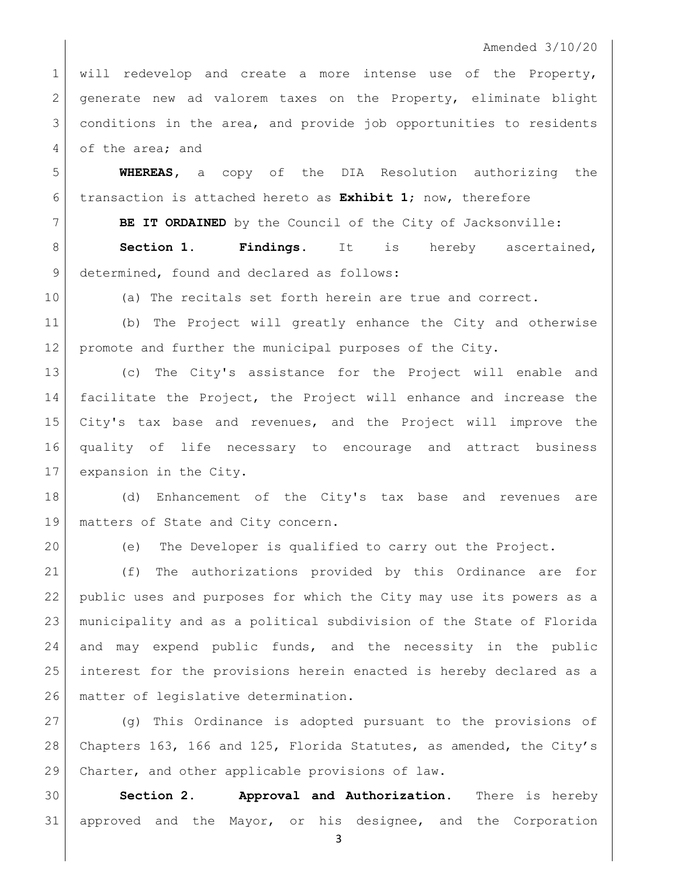will redevelop and create a more intense use of the Property, generate new ad valorem taxes on the Property, eliminate blight conditions in the area, and provide job opportunities to residents of the area; and

**WHEREAS**, a copy of the DIA Resolution authorizing the transaction is attached hereto as **Exhibit 1**; now, therefore

**BE IT ORDAINED** by the Council of the City of Jacksonville:

**Section 1. Findings.** It is hereby ascertained, determined, found and declared as follows:

(a) The recitals set forth herein are true and correct.

(b) The Project will greatly enhance the City and otherwise promote and further the municipal purposes of the City.

(c) The City's assistance for the Project will enable and facilitate the Project, the Project will enhance and increase the City's tax base and revenues, and the Project will improve the quality of life necessary to encourage and attract business expansion in the City.

(d) Enhancement of the City's tax base and revenues are matters of State and City concern.

(e) The Developer is qualified to carry out the Project.

(f) The authorizations provided by this Ordinance are for public uses and purposes for which the City may use its powers as a municipality and as a political subdivision of the State of Florida and may expend public funds, and the necessity in the public interest for the provisions herein enacted is hereby declared as a matter of legislative determination.

(g) This Ordinance is adopted pursuant to the provisions of Chapters 163, 166 and 125, Florida Statutes, as amended, the City's Charter, and other applicable provisions of law.

**Section 2. Approval and Authorization.** There is hereby approved and the Mayor, or his designee, and the Corporation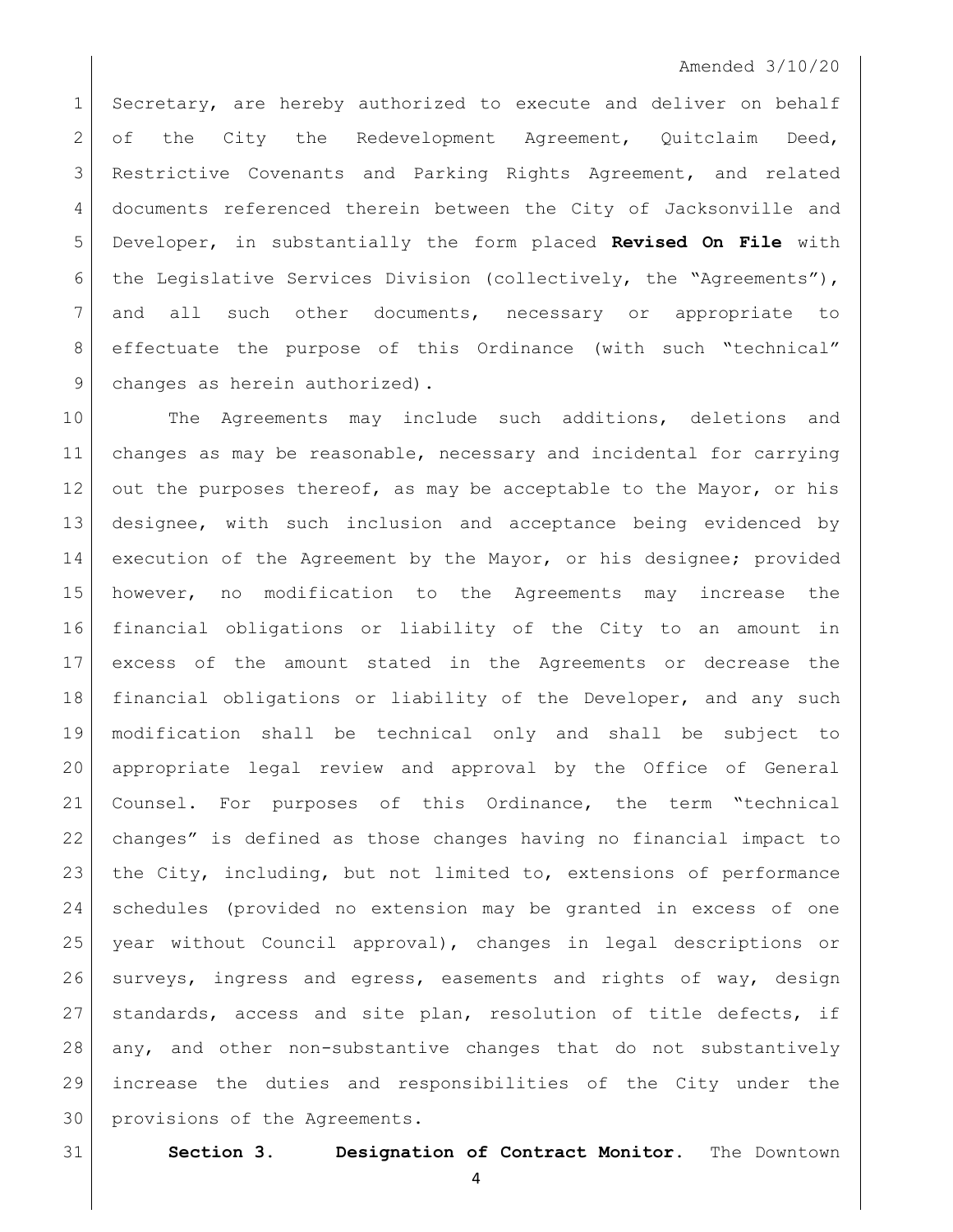Amended 3/10/20

Secretary, are hereby authorized to execute and deliver on behalf of the City the Redevelopment Agreement, Quitclaim Deed, Restrictive Covenants and Parking Rights Agreement, and related documents referenced therein between the City of Jacksonville and Developer, in substantially the form placed **Revised On File** with the Legislative Services Division (collectively, the "Agreements"), and all such other documents, necessary or appropriate to effectuate the purpose of this Ordinance (with such "technical" changes as herein authorized).

The Agreements may include such additions, deletions and changes as may be reasonable, necessary and incidental for carrying out the purposes thereof, as may be acceptable to the Mayor, or his designee, with such inclusion and acceptance being evidenced by execution of the Agreement by the Mayor, or his designee; provided however, no modification to the Agreements may increase the financial obligations or liability of the City to an amount in excess of the amount stated in the Agreements or decrease the financial obligations or liability of the Developer, and any such modification shall be technical only and shall be subject to appropriate legal review and approval by the Office of General Counsel. For purposes of this Ordinance, the term "technical changes" is defined as those changes having no financial impact to the City, including, but not limited to, extensions of performance schedules (provided no extension may be granted in excess of one year without Council approval), changes in legal descriptions or surveys, ingress and egress, easements and rights of way, design standards, access and site plan, resolution of title defects, if any, and other non-substantive changes that do not substantively increase the duties and responsibilities of the City under the provisions of the Agreements.

**Section 3. Designation of Contract Monitor.** The Downtown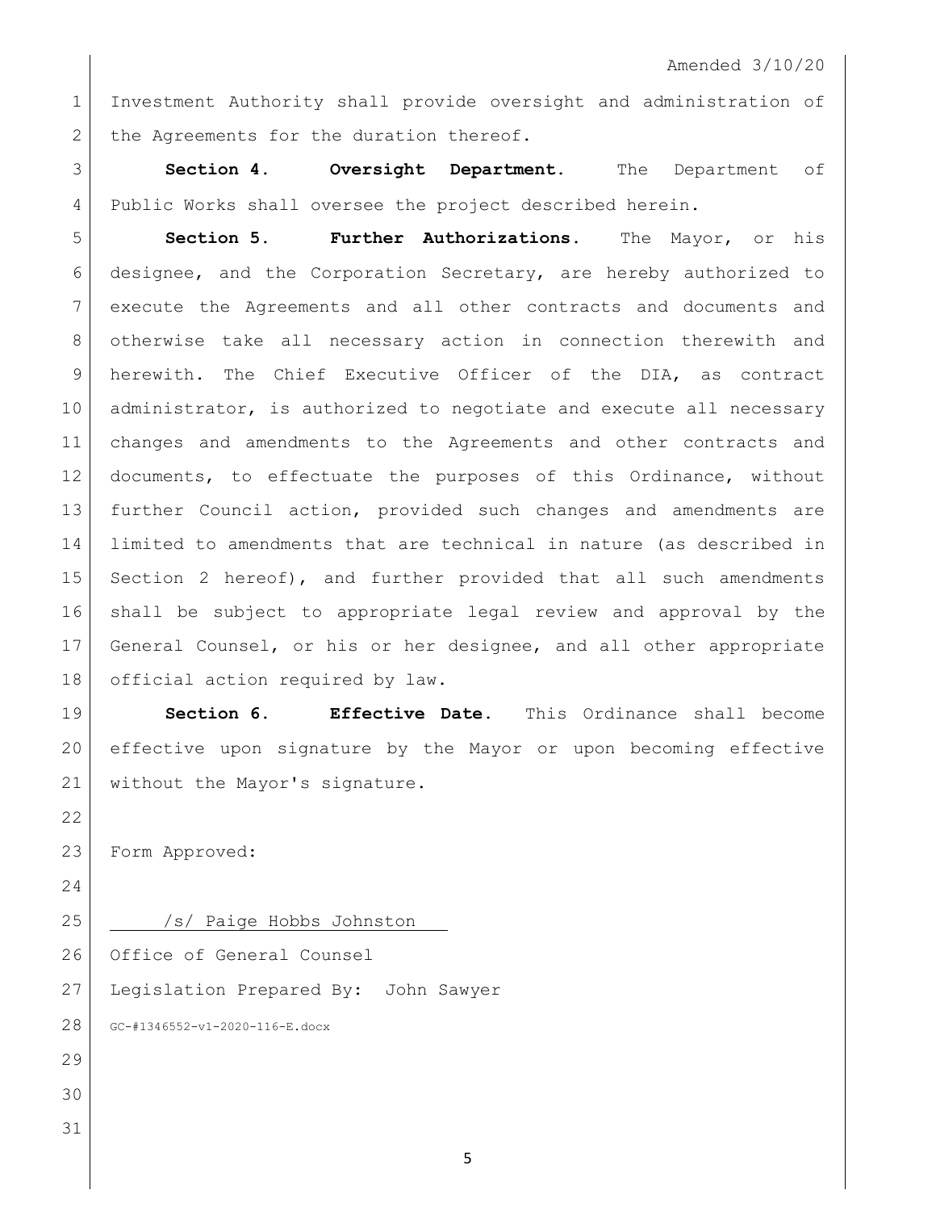Amended 3/10/20

Investment Authority shall provide oversight and administration of the Agreements for the duration thereof.

**Section 4. Oversight Department.** The Department of Public Works shall oversee the project described herein.

**Section 5. Further Authorizations.** The Mayor, or his designee, and the Corporation Secretary, are hereby authorized to execute the Agreements and all other contracts and documents and otherwise take all necessary action in connection therewith and herewith. The Chief Executive Officer of the DIA, as contract administrator, is authorized to negotiate and execute all necessary changes and amendments to the Agreements and other contracts and documents, to effectuate the purposes of this Ordinance, without further Council action, provided such changes and amendments are limited to amendments that are technical in nature (as described in Section 2 hereof), and further provided that all such amendments shall be subject to appropriate legal review and approval by the General Counsel, or his or her designee, and all other appropriate official action required by law.

**Section 6. Effective Date.** This Ordinance shall become effective upon signature by the Mayor or upon becoming effective without the Mayor's signature.

Form Approved:

/s/ Paige Hobbs Johnston

Office of General Counsel

Legislation Prepared By: John Sawyer

GC-#1346552-v1-2020-116-E.docx